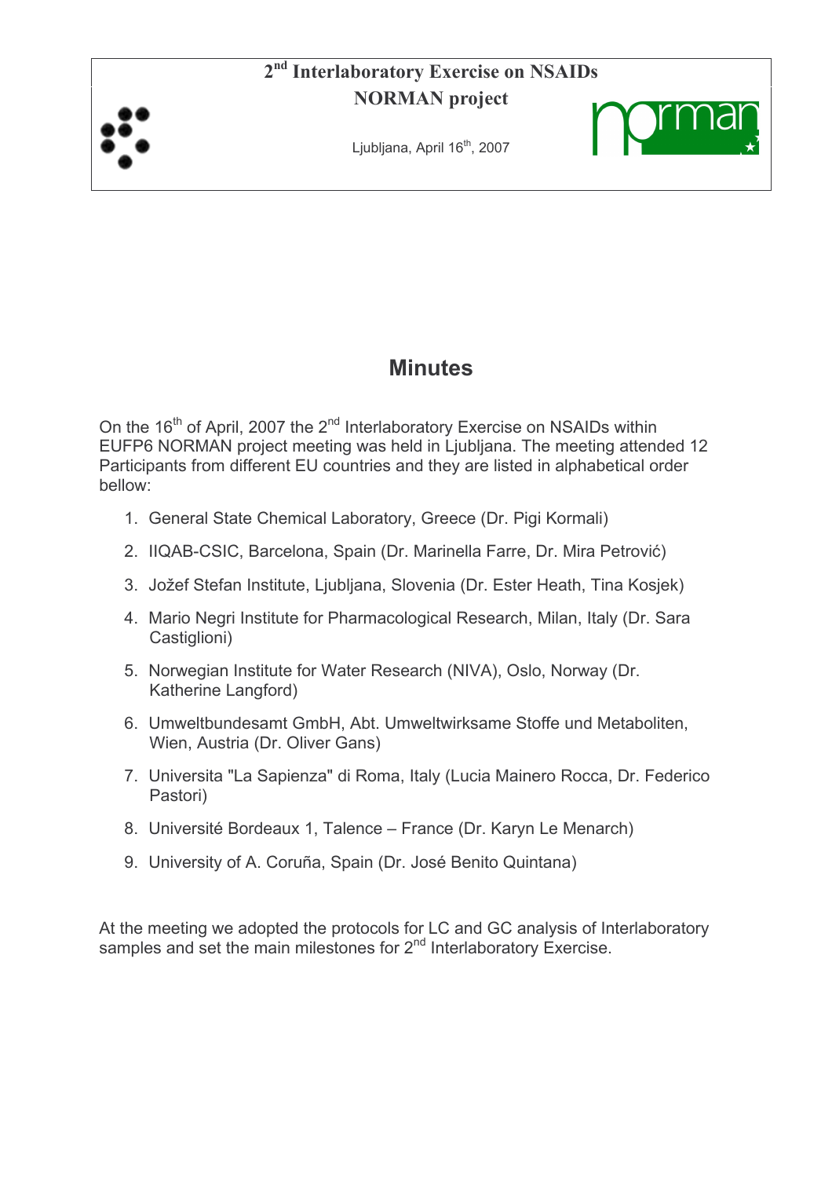**2nd Interlaboratory Exercise on NSAIDs**
**NORMAN project**

Ljubljana, April 16th, 2007

# Minutes

On the 16th of April, 2007 the 2nd Interlaboratory Exercise on NSAIDs within EUFP6 NORMAN project meeting was held in Ljubljana. The meeting attended 12 Participants from different EU countries and they are listed in alphabetical order bellow:

1. General State Chemical Laboratory, Greece (Dr. Pigi Kormali)
2. IIQAB-CSIC, Barcelona, Spain (Dr. Marinella Farre, Dr. Mira Petrović)
3. Jožef Stefan Institute, Ljubljana, Slovenia (Dr. Ester Heath, Tina Kosjek)
4. Mario Negri Institute for Pharmacological Research, Milan, Italy (Dr. Sara Castiglioni)
5. Norwegian Institute for Water Research (NIVA), Oslo, Norway (Dr. Katherine Langford)
6. Umweltbundesamt GmbH, Abt. Umweltwirksame Stoffe und Metaboliten, Wien, Austria (Dr. Oliver Gans)
7. Universita "La Sapienza" di Roma, Italy (Lucia Mainero Rocca, Dr. Federico Pastori)
8. Université Bordeaux 1, Talence – France (Dr. Karyn Le Menarch)
9. University of A. Coruña, Spain (Dr. José Benito Quintana)

At the meeting we adopted the protocols for LC and GC analysis of Interlaboratory samples and set the main milestones for 2nd Interlaboratory Exercise.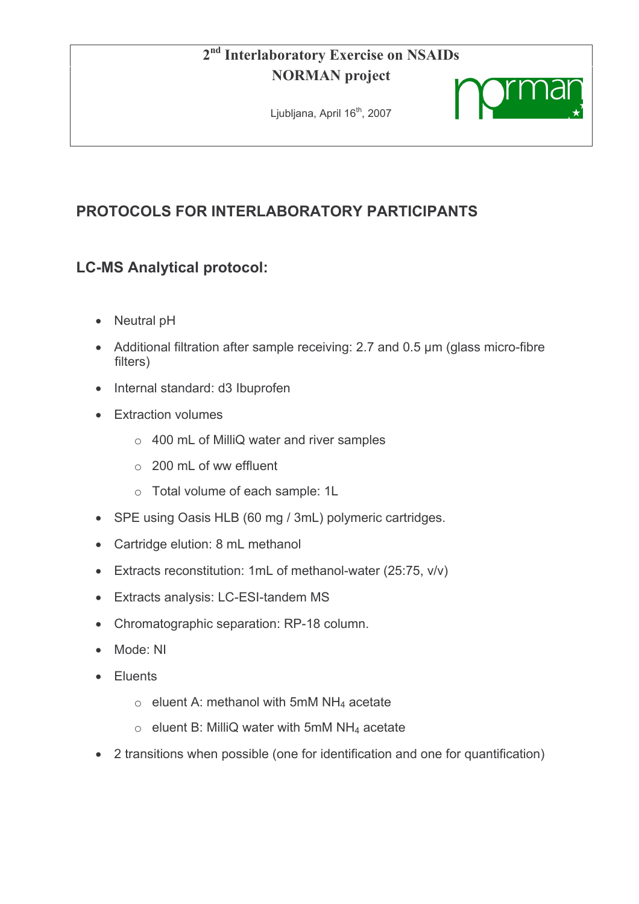**2$^{nd}$ Interlaboratory Exercise on NSAIDs**
**NORMAN project**

Ljubljana, April 16$^{th}$, 2007

## PROTOCOLS FOR INTERLABORATORY PARTICIPANTS

## LC-MS Analytical protocol:

- Neutral pH
- Additional filtration after sample receiving: 2.7 and 0.5 µm (glass micro-fibre filters)
- Internal standard: d3 Ibuprofen
- Extraction volumes
  - 400 mL of MilliQ water and river samples
  - 200 mL of ww effluent
  - Total volume of each sample: 1L
- SPE using Oasis HLB (60 mg / 3mL) polymeric cartridges.
- Cartridge elution: 8 mL methanol
- Extracts reconstitution: 1mL of methanol-water (25:75, v/v)
- Extracts analysis: LC-ESI-tandem MS
- Chromatographic separation: RP-18 column.
- Mode: NI
- Eluents
  - eluent A: methanol with 5mM $NH_4$ acetate
  - eluent B: MilliQ water with 5mM $NH_4$ acetate
- 2 transitions when possible (one for identification and one for quantification)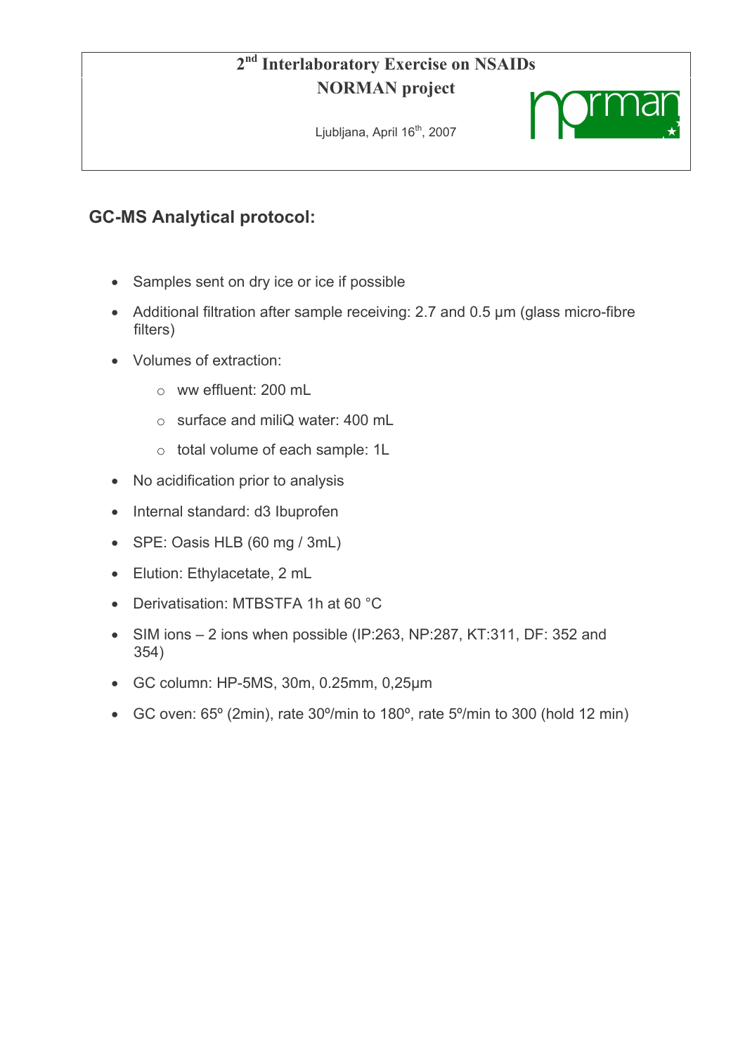**$2^{nd}$ Interlaboratory Exercise on NSAIDs**
**NORMAN project**

Ljubljana, April $16^{th}$, 2007

## GC-MS Analytical protocol:

- Samples sent on dry ice or ice if possible
- Additional filtration after sample receiving: 2.7 and 0.5 µm (glass micro-fibre filters)
- Volumes of extraction:
  - ww effluent: 200 mL
  - surface and miliQ water: 400 mL
  - total volume of each sample: 1L
- No acidification prior to analysis
- Internal standard: d3 Ibuprofen
- SPE: Oasis HLB (60 mg / 3mL)
- Elution: Ethylacetate, 2 mL
- Derivatisation: MTBSTFA 1h at 60 °C
- SIM ions – 2 ions when possible (IP:263, NP:287, KT:311, DF: 352 and 354)
- GC column: HP-5MS, 30m, 0.25mm, 0,25µm
- GC oven: 65º (2min), rate 30º/min to 180º, rate 5º/min to 300 (hold 12 min)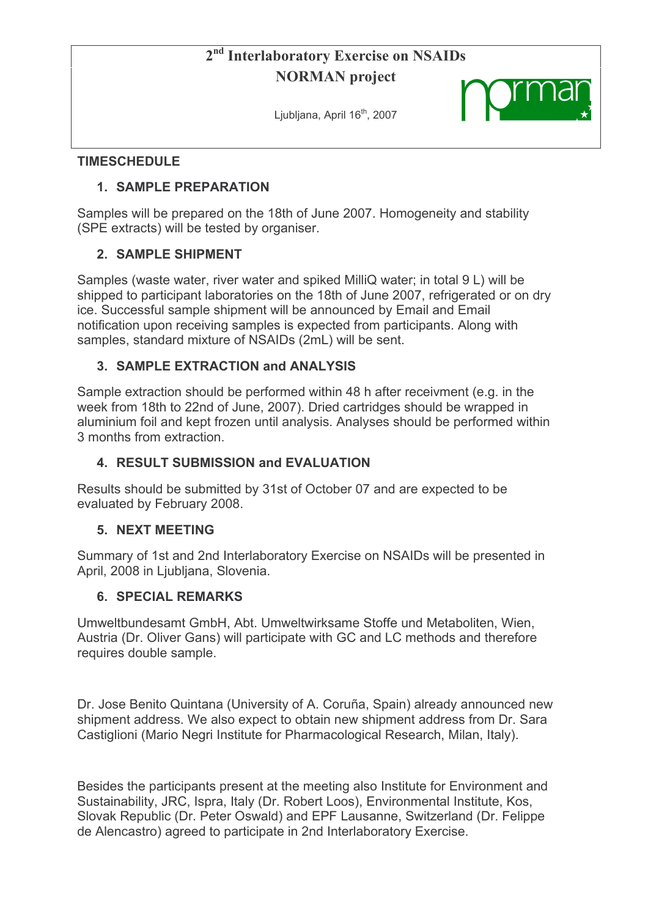# 2nd Interlaboratory Exercise on NSAIDs
## NORMAN project

Ljubljana, April 16th, 2007

**TIMESCHEDULE**

### 1. SAMPLE PREPARATION

Samples will be prepared on the 18th of June 2007. Homogeneity and stability (SPE extracts) will be tested by organiser.

### 2. SAMPLE SHIPMENT

Samples (waste water, river water and spiked MilliQ water; in total 9 L) will be shipped to participant laboratories on the 18th of June 2007, refrigerated or on dry ice. Successful sample shipment will be announced by Email and Email notification upon receiving samples is expected from participants. Along with samples, standard mixture of NSAIDs (2mL) will be sent.

### 3. SAMPLE EXTRACTION and ANALYSIS

Sample extraction should be performed within 48 h after receivment (e.g. in the week from 18th to 22nd of June, 2007). Dried cartridges should be wrapped in aluminium foil and kept frozen until analysis. Analyses should be performed within 3 months from extraction.

### 4. RESULT SUBMISSION and EVALUATION

Results should be submitted by 31st of October 07 and are expected to be evaluated by February 2008.

### 5. NEXT MEETING

Summary of 1st and 2nd Interlaboratory Exercise on NSAIDs will be presented in April, 2008 in Ljubljana, Slovenia.

### 6. SPECIAL REMARKS

Umweltbundesamt GmbH, Abt. Umweltwirksame Stoffe und Metaboliten, Wien, Austria (Dr. Oliver Gans) will participate with GC and LC methods and therefore requires double sample.

Dr. Jose Benito Quintana (University of A. Coruña, Spain) already announced new shipment address. We also expect to obtain new shipment address from Dr. Sara Castiglioni (Mario Negri Institute for Pharmacological Research, Milan, Italy).

Besides the participants present at the meeting also Institute for Environment and Sustainability, JRC, Ispra, Italy (Dr. Robert Loos), Environmental Institute, Kos, Slovak Republic (Dr. Peter Oswald) and EPF Lausanne, Switzerland (Dr. Felippe de Alencastro) agreed to participate in 2nd Interlaboratory Exercise.